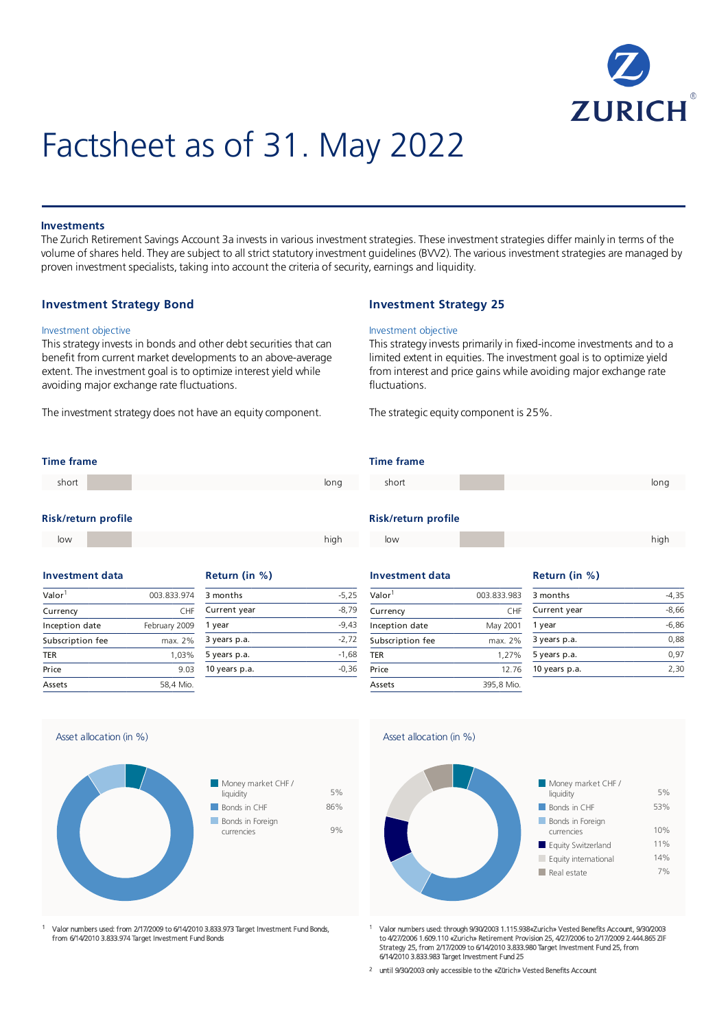# Factsheet as of 31. May 2022

### Investments

The Zurich Retirement Savings Account 3a invests in various investment strategies. These investment strategies differ mainly in terms of the volume of shares held. They are subject to all strict statutory investment guidelines (BVV2). The various investment strategies are managed by proven investment specialists, taking into account the criteria of security, earnings and liquidity.

## Investment Strategy Bond

Investment objective

This strategy invests in bonds and other debt securities that can benefit from current market developments to an above-average extent. The investment goal is to optimize interest yield while avoiding major exchange rate fluctuations.

The investment strategy does not have an equity component.

### Time frame

short — long

### Risk/return profile

low — high

### Investment data

| Valor[1] | 003.833.974 |
|---|---|
| Currency | CHF |
| Inception date | February 2009 |
| Subscription fee | max. 2% |
| TER | 1,03% |
| Price | 9.03 |
| Assets | 58,4 Mio. |

### Return (in %)

| 3 months | -5,25 |
|---|---|
| Current year | -8,79 |
| 1 year | -9,43 |
| 3 years p.a. | -2,72 |
| 5 years p.a. | -1,68 |
| 10 years p.a. | -0,36 |

### Asset allocation (in %)

| Money market CHF / liquidity | 5% |
|---|---|
| Bonds in CHF | 86% |
| Bonds in Foreign currencies | 9% |

[1] Valor numbers used: from 2/17/2009 to 6/14/2010 3.833.973 Target Investment Fund Bonds, from 6/14/2010 3.833.974 Target Investment Fund Bonds

## Investment Strategy 25

Investment objective

This strategy invests primarily in fixed-income investments and to a limited extent in equities. The investment goal is to optimize yield from interest and price gains while avoiding major exchange rate fluctuations.

The strategic equity component is 25%.

### Time frame

short — long

### Risk/return profile

low — high

### Investment data

| Valor[1] | 003.833.983 |
|---|---|
| Currency | CHF |
| Inception date | May 2001 |
| Subscription fee | max. 2% |
| TER | 1,27% |
| Price | 12.76 |
| Assets | 395,8 Mio. |

### Return (in %)

| 3 months | -4,35 |
|---|---|
| Current year | -8,66 |
| 1 year | -6,86 |
| 3 years p.a. | 0,88 |
| 5 years p.a. | 0,97 |
| 10 years p.a. | 2,30 |

### Asset allocation (in %)

| Money market CHF / liquidity | 5% |
|---|---|
| Bonds in CHF | 53% |
| Bonds in Foreign currencies | 10% |
| Equity Switzerland | 11% |
| Equity international | 14% |
| Real estate | 7% |

[1] Valor numbers used: through 9/30/2003 1.115.938«Zurich» Vested Benefits Account, 9/30/2003 to 4/27/2006 1.609.110 «Zurich» Retirement Provision 25, 4/27/2006 to 2/17/2009 2.444.865 ZIF Strategy 25, from 2/17/2009 to 6/14/2010 3.833.980 Target Investment Fund 25, from 6/14/2010 3.833.983 Target Investment Fund 25

[2] until 9/30/2003 only accessible to the «Zürich» Vested Benefits Account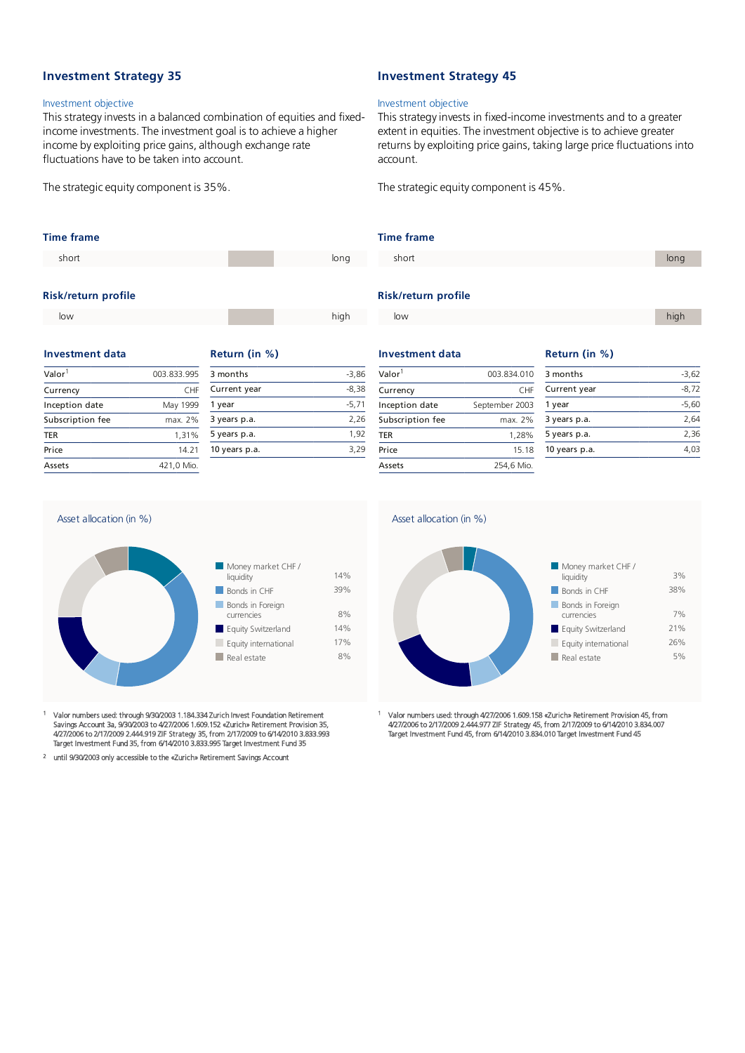## Investment Strategy 35

### Investment objective

This strategy invests in a balanced combination of equities and fixed-income investments. The investment goal is to achieve a higher income by exploiting price gains, although exchange rate fluctuations have to be taken into account.

The strategic equity component is 35%.

### Time frame

short | long

### Risk/return profile

low | high

### Investment data

| Investment data | |
|---|---|
| Valor[1] | 003.833.995 |
| Currency | CHF |
| Inception date | May 1999 |
| Subscription fee | max. 2% |
| TER | 1,31% |
| Price | 14.21 |
| Assets | 421,0 Mio. |

### Return (in %)

| Return (in %) | |
|---|---|
| 3 months | -3,86 |
| Current year | -8,38 |
| 1 year | -5,71 |
| 3 years p.a. | 2,26 |
| 5 years p.a. | 1,92 |
| 10 years p.a. | 3,29 |

### Asset allocation (in %)

| Asset class | % |
|---|---|
| Money market CHF / liquidity | 14% |
| Bonds in CHF | 39% |
| Bonds in Foreign currencies | 8% |
| Equity Switzerland | 14% |
| Equity international | 17% |
| Real estate | 8% |

[1] Valor numbers used: through 9/30/2003 1.184.334 Zurich Invest Foundation Retirement Savings Account 3a, 9/30/2003 to 4/27/2006 1.609.152 «Zurich» Retirement Provision 35, 4/27/2006 to 2/17/2009 2.444.919 ZIF Strategy 35, from 2/17/2009 to 6/14/2010 3.833.993 Target Investment Fund 35, from 6/14/2010 3.833.995 Target Investment Fund 35

[2] until 9/30/2003 only accessible to the «Zurich» Retirement Savings Account

## Investment Strategy 45

### Investment objective

This strategy invests in fixed-income investments and to a greater extent in equities. The investment objective is to achieve greater returns by exploiting price gains, taking large price fluctuations into account.

The strategic equity component is 45%.

### Time frame

short | long

### Risk/return profile

low | high

### Investment data

| Investment data | |
|---|---|
| Valor[1] | 003.834.010 |
| Currency | CHF |
| Inception date | September 2003 |
| Subscription fee | max. 2% |
| TER | 1,28% |
| Price | 15.18 |
| Assets | 254,6 Mio. |

### Return (in %)

| Return (in %) | |
|---|---|
| 3 months | -3,62 |
| Current year | -8,72 |
| 1 year | -5,60 |
| 3 years p.a. | 2,64 |
| 5 years p.a. | 2,36 |
| 10 years p.a. | 4,03 |

### Asset allocation (in %)

| Asset class | % |
|---|---|
| Money market CHF / liquidity | 3% |
| Bonds in CHF | 38% |
| Bonds in Foreign currencies | 7% |
| Equity Switzerland | 21% |
| Equity international | 26% |
| Real estate | 5% |

[1] Valor numbers used: through 4/27/2006 1.609.158 «Zurich» Retirement Provision 45, from 4/27/2006 to 2/17/2009 2.444.977 ZIF Strategy 45, from 2/17/2009 to 6/14/2010 3.834.007 Target Investment Fund 45, from 6/14/2010 3.834.010 Target Investment Fund 45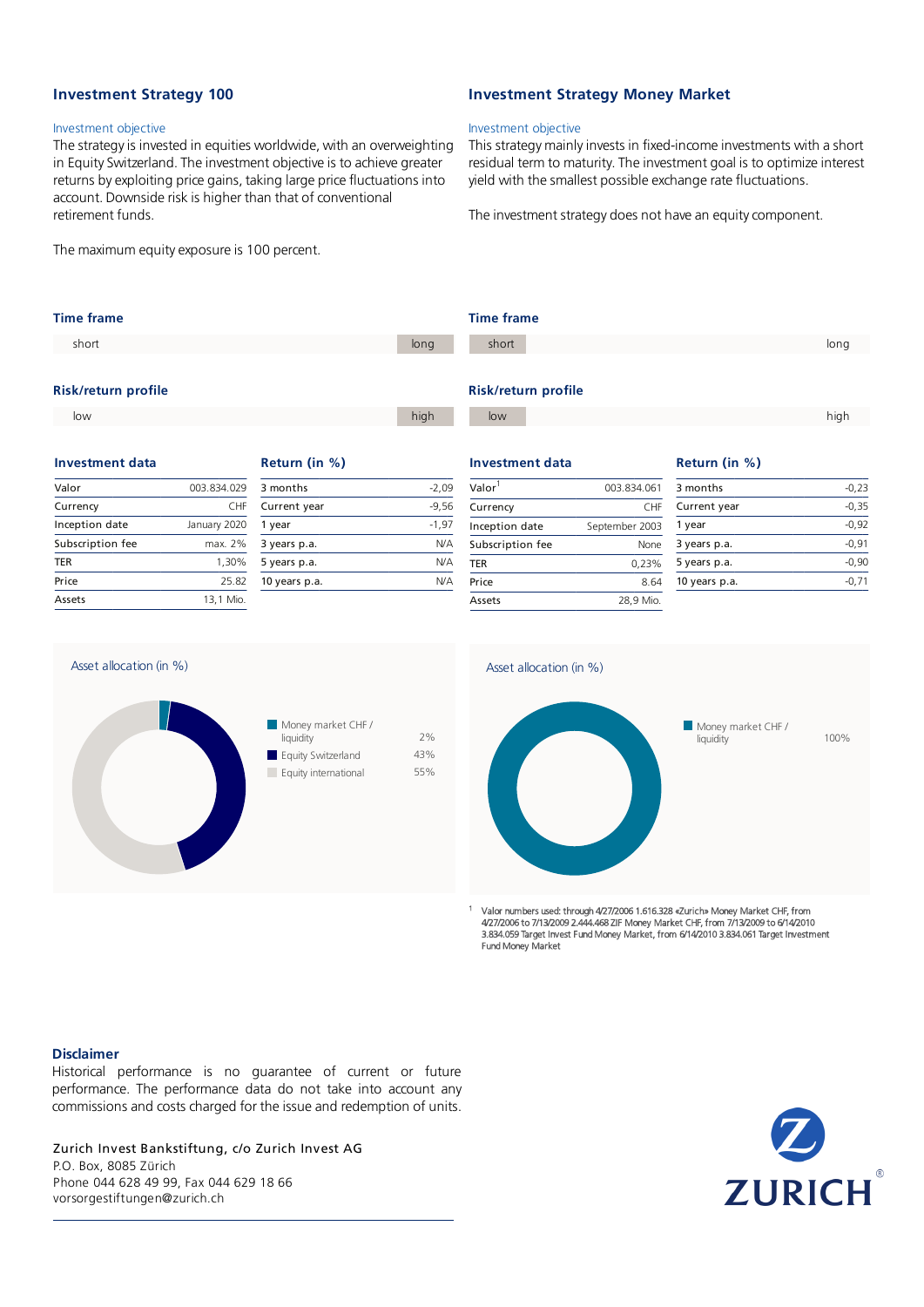## Investment Strategy 100

Investment objective

The strategy is invested in equities worldwide, with an overweighting in Equity Switzerland. The investment objective is to achieve greater returns by exploiting price gains, taking large price fluctuations into account. Downside risk is higher than that of conventional retirement funds.

The maximum equity exposure is 100 percent.

### Time frame

short — **long**

### Risk/return profile

low — **high**

### Investment data

| | |
|---|---|
| Valor | 003.834.029 |
| Currency | CHF |
| Inception date | January 2020 |
| Subscription fee | max. 2% |
| TER | 1,30% |
| Price | 25.82 |
| Assets | 13,1 Mio. |

### Return (in %)

| | |
|---|---|
| 3 months | -2,09 |
| Current year | -9,56 |
| 1 year | -1,97 |
| 3 years p.a. | N/A |
| 5 years p.a. | N/A |
| 10 years p.a. | N/A |

Asset allocation (in %)

Money market CHF / liquidity 2%
Equity Switzerland 43%
Equity international 55%

## Investment Strategy Money Market

Investment objective

This strategy mainly invests in fixed-income investments with a short residual term to maturity. The investment goal is to optimize interest yield with the smallest possible exchange rate fluctuations.

The investment strategy does not have an equity component.

### Time frame

**short** — long

### Risk/return profile

**low** — high

### Investment data

| | |
|---|---|
| Valor[1] | 003.834.061 |
| Currency | CHF |
| Inception date | September 2003 |
| Subscription fee | None |
| TER | 0,23% |
| Price | 8.64 |
| Assets | 28,9 Mio. |

### Return (in %)

| | |
|---|---|
| 3 months | -0,23 |
| Current year | -0,35 |
| 1 year | -0,92 |
| 3 years p.a. | -0,91 |
| 5 years p.a. | -0,90 |
| 10 years p.a. | -0,71 |

Asset allocation (in %)

Money market CHF / liquidity 100%

[1] Valor numbers used: through 4/27/2006 1.616.328 «Zurich» Money Market CHF, from 4/27/2006 to 7/13/2009 2.444.468 ZIF Money Market CHF, from 7/13/2009 to 6/14/2010 3.834.059 Target Invest Fund Money Market, from 6/14/2010 3.834.061 Target Investment Fund Money Market

### Disclaimer

Historical performance is no guarantee of current or future performance. The performance data do not take into account any commissions and costs charged for the issue and redemption of units.

Zurich Invest Bankstiftung, c/o Zurich Invest AG
P.O. Box, 8085 Zürich
Phone 044 628 49 99, Fax 044 629 18 66
vorsorgestiftungen@zurich.ch

ZURICH®